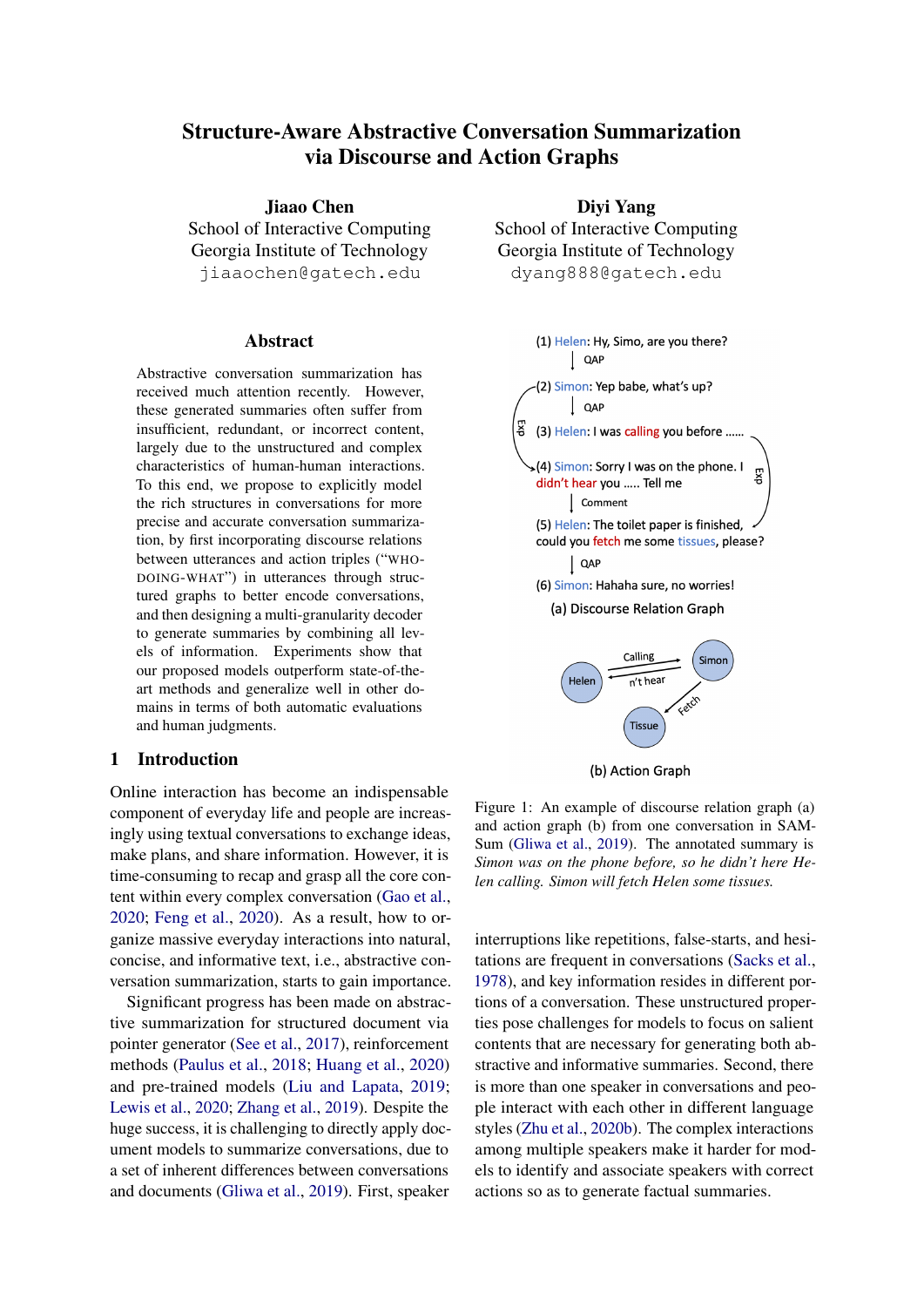# Structure-Aware Abstractive Conversation Summarization via Discourse and Action Graphs

**Jiaao Chen**
School of Interactive Computing
Georgia Institute of Technology
jiaaochen@gatech.edu

**Diyi Yang**
School of Interactive Computing
Georgia Institute of Technology
dyang888@gatech.edu

## Abstract

Abstractive conversation summarization has received much attention recently. However, these generated summaries often suffer from insufficient, redundant, or incorrect content, largely due to the unstructured and complex characteristics of human-human interactions. To this end, we propose to explicitly model the rich structures in conversations for more precise and accurate conversation summarization, by first incorporating discourse relations between utterances and action triples ("WHO-DOING-WHAT") in utterances through structured graphs to better encode conversations, and then designing a multi-granularity decoder to generate summaries by combining all levels of information. Experiments show that our proposed models outperform state-of-the-art methods and generalize well in other domains in terms of both automatic evaluations and human judgments.

## 1 Introduction

Online interaction has become an indispensable component of everyday life and people are increasingly using textual conversations to exchange ideas, make plans, and share information. However, it is time-consuming to recap and grasp all the core content within every complex conversation (Gao et al., 2020; Feng et al., 2020). As a result, how to organize massive everyday interactions into natural, concise, and informative text, i.e., abstractive conversation summarization, starts to gain importance.

Significant progress has been made on abstractive summarization for structured document via pointer generator (See et al., 2017), reinforcement methods (Paulus et al., 2018; Huang et al., 2020) and pre-trained models (Liu and Lapata, 2019; Lewis et al., 2020; Zhang et al., 2019). Despite the huge success, it is challenging to directly apply document models to summarize conversations, due to a set of inherent differences between conversations and documents (Gliwa et al., 2019). First, speaker interruptions like repetitions, false-starts, and hesitations are frequent in conversations (Sacks et al., 1978), and key information resides in different portions of a conversation. These unstructured properties pose challenges for models to focus on salient contents that are necessary for generating both abstractive and informative summaries. Second, there is more than one speaker in conversations and people interact with each other in different language styles (Zhu et al., 2020b). The complex interactions among multiple speakers make it harder for models to identify and associate speakers with correct actions so as to generate factual summaries.

(1) Helen: Hy, Simo, are you there?
↓ QAP
(2) Simon: Yep babe, what's up?
↓ QAP
(3) Helen: I was calling you before ......
(4) Simon: Sorry I was on the phone. I didn't hear you ..... Tell me
↓ Comment
(5) Helen: The toilet paper is finished, could you fetch me some tissues, please?
↓ QAP
(6) Simon: Hahaha sure, no worries!

(a) Discourse Relation Graph

(b) Action Graph

Figure 1: An example of discourse relation graph (a) and action graph (b) from one conversation in SAMSum (Gliwa et al., 2019). The annotated summary is *Simon was on the phone before, so he didn't here Helen calling. Simon will fetch Helen some tissues.*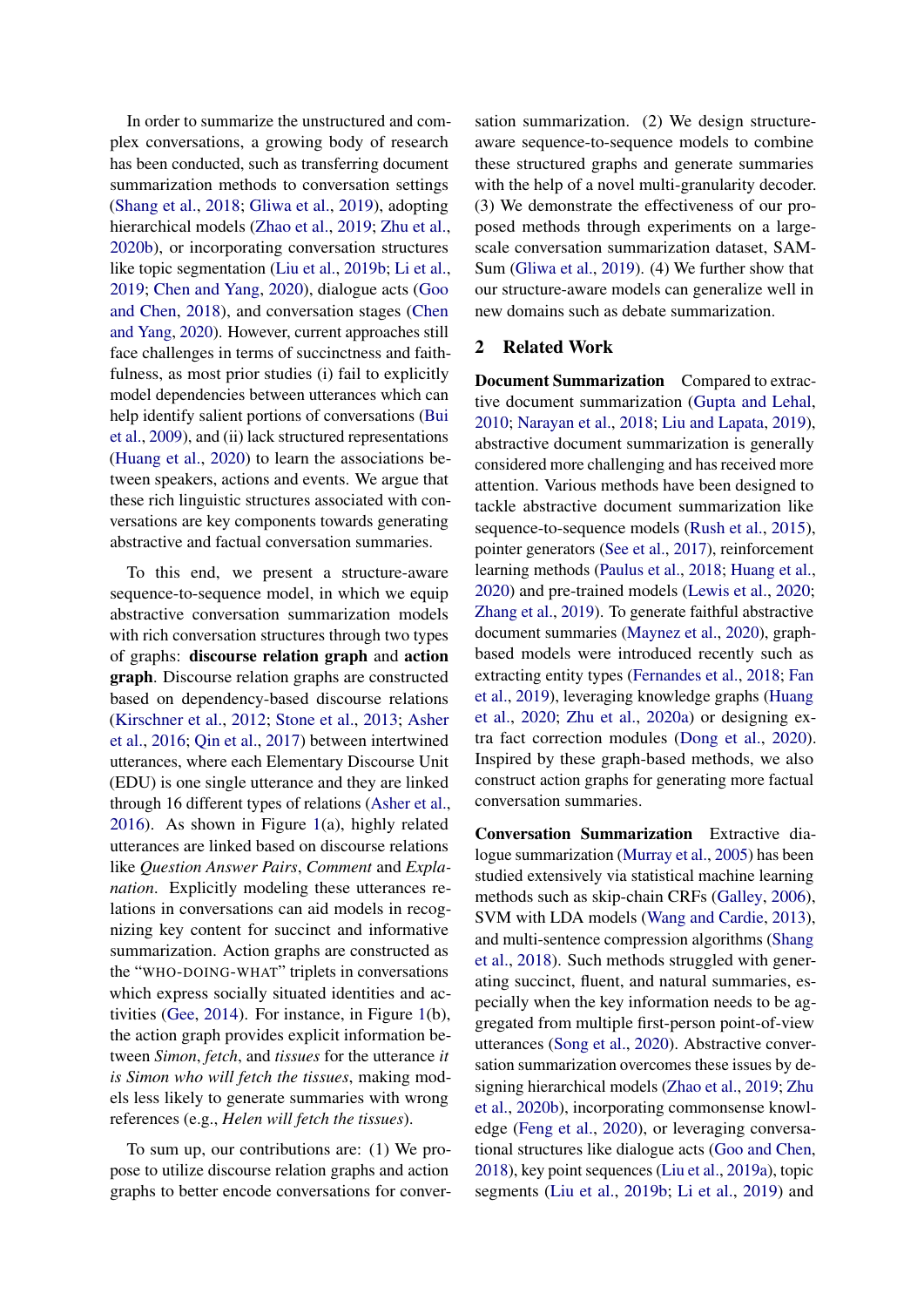In order to summarize the unstructured and complex conversations, a growing body of research has been conducted, such as transferring document summarization methods to conversation settings (Shang et al., 2018; Gliwa et al., 2019), adopting hierarchical models (Zhao et al., 2019; Zhu et al., 2020b), or incorporating conversation structures like topic segmentation (Liu et al., 2019b; Li et al., 2019; Chen and Yang, 2020), dialogue acts (Goo and Chen, 2018), and conversation stages (Chen and Yang, 2020). However, current approaches still face challenges in terms of succinctness and faithfulness, as most prior studies (i) fail to explicitly model dependencies between utterances which can help identify salient portions of conversations (Bui et al., 2009), and (ii) lack structured representations (Huang et al., 2020) to learn the associations between speakers, actions and events. We argue that these rich linguistic structures associated with conversations are key components towards generating abstractive and factual conversation summaries.

To this end, we present a structure-aware sequence-to-sequence model, in which we equip abstractive conversation summarization models with rich conversation structures through two types of graphs: **discourse relation graph** and **action graph**. Discourse relation graphs are constructed based on dependency-based discourse relations (Kirschner et al., 2012; Stone et al., 2013; Asher et al., 2016; Qin et al., 2017) between intertwined utterances, where each Elementary Discourse Unit (EDU) is one single utterance and they are linked through 16 different types of relations (Asher et al., 2016). As shown in Figure 1(a), highly related utterances are linked based on discourse relations like *Question Answer Pairs*, *Comment* and *Explanation*. Explicitly modeling these utterances relations in conversations can aid models in recognizing key content for succinct and informative summarization. Action graphs are constructed as the "WHO-DOING-WHAT" triplets in conversations which express socially situated identities and activities (Gee, 2014). For instance, in Figure 1(b), the action graph provides explicit information between *Simon*, *fetch*, and *tissues* for the utterance *it is Simon who will fetch the tissues*, making models less likely to generate summaries with wrong references (e.g., *Helen will fetch the tissues*).

To sum up, our contributions are: (1) We propose to utilize discourse relation graphs and action graphs to better encode conversations for conversation summarization. (2) We design structure-aware sequence-to-sequence models to combine these structured graphs and generate summaries with the help of a novel multi-granularity decoder. (3) We demonstrate the effectiveness of our proposed methods through experiments on a large-scale conversation summarization dataset, SAMSum (Gliwa et al., 2019). (4) We further show that our structure-aware models can generalize well in new domains such as debate summarization.

## 2 Related Work

**Document Summarization** Compared to extractive document summarization (Gupta and Lehal, 2010; Narayan et al., 2018; Liu and Lapata, 2019), abstractive document summarization is generally considered more challenging and has received more attention. Various methods have been designed to tackle abstractive document summarization like sequence-to-sequence models (Rush et al., 2015), pointer generators (See et al., 2017), reinforcement learning methods (Paulus et al., 2018; Huang et al., 2020) and pre-trained models (Lewis et al., 2020; Zhang et al., 2019). To generate faithful abstractive document summaries (Maynez et al., 2020), graph-based models were introduced recently such as extracting entity types (Fernandes et al., 2018; Fan et al., 2019), leveraging knowledge graphs (Huang et al., 2020; Zhu et al., 2020a) or designing extra fact correction modules (Dong et al., 2020). Inspired by these graph-based methods, we also construct action graphs for generating more factual conversation summaries.

**Conversation Summarization** Extractive dialogue summarization (Murray et al., 2005) has been studied extensively via statistical machine learning methods such as skip-chain CRFs (Galley, 2006), SVM with LDA models (Wang and Cardie, 2013), and multi-sentence compression algorithms (Shang et al., 2018). Such methods struggled with generating succinct, fluent, and natural summaries, especially when the key information needs to be aggregated from multiple first-person point-of-view utterances (Song et al., 2020). Abstractive conversation summarization overcomes these issues by designing hierarchical models (Zhao et al., 2019; Zhu et al., 2020b), incorporating commonsense knowledge (Feng et al., 2020), or leveraging conversational structures like dialogue acts (Goo and Chen, 2018), key point sequences (Liu et al., 2019a), topic segments (Liu et al., 2019b; Li et al., 2019) and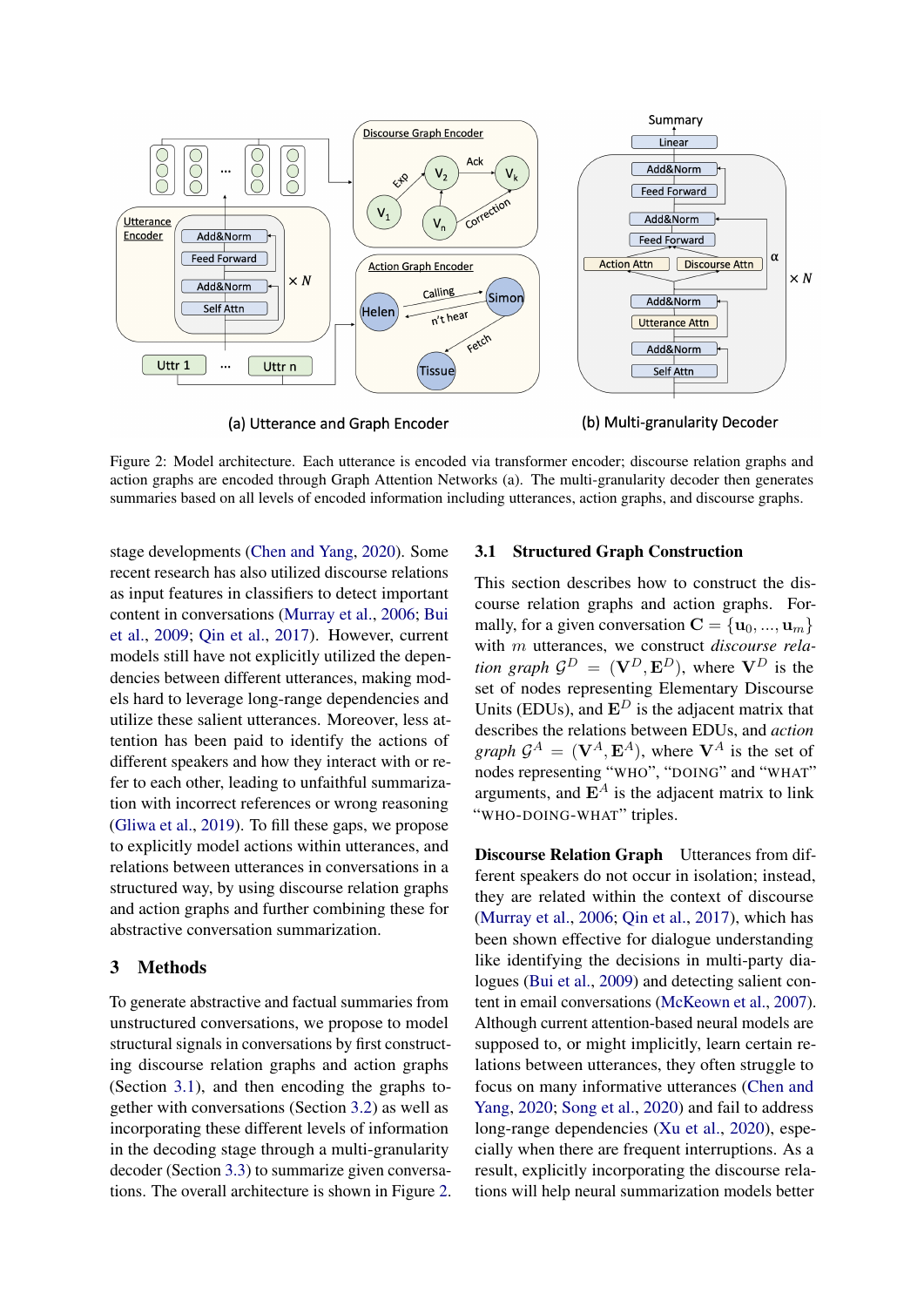Figure 2: Model architecture. Each utterance is encoded via transformer encoder; discourse relation graphs and action graphs are encoded through Graph Attention Networks (a). The multi-granularity decoder then generates summaries based on all levels of encoded information including utterances, action graphs, and discourse graphs.

stage developments (Chen and Yang, 2020). Some recent research has also utilized discourse relations as input features in classifiers to detect important content in conversations (Murray et al., 2006; Bui et al., 2009; Qin et al., 2017). However, current models still have not explicitly utilized the dependencies between different utterances, making models hard to leverage long-range dependencies and utilize these salient utterances. Moreover, less attention has been paid to identify the actions of different speakers and how they interact with or refer to each other, leading to unfaithful summarization with incorrect references or wrong reasoning (Gliwa et al., 2019). To fill these gaps, we propose to explicitly model actions within utterances, and relations between utterances in conversations in a structured way, by using discourse relation graphs and action graphs and further combining these for abstractive conversation summarization.

## 3 Methods

To generate abstractive and factual summaries from unstructured conversations, we propose to model structural signals in conversations by first constructing discourse relation graphs and action graphs (Section 3.1), and then encoding the graphs together with conversations (Section 3.2) as well as incorporating these different levels of information in the decoding stage through a multi-granularity decoder (Section 3.3) to summarize given conversations. The overall architecture is shown in Figure 2.

### 3.1 Structured Graph Construction

This section describes how to construct the discourse relation graphs and action graphs. Formally, for a given conversation $\mathbf{C} = \{\mathbf{u}_0, ..., \mathbf{u}_m\}$ with $m$ utterances, we construct *discourse relation graph* $\mathcal{G}^D = (\mathbf{V}^D, \mathbf{E}^D)$, where $\mathbf{V}^D$ is the set of nodes representing Elementary Discourse Units (EDUs), and $\mathbf{E}^D$ is the adjacent matrix that describes the relations between EDUs, and *action graph* $\mathcal{G}^A = (\mathbf{V}^A, \mathbf{E}^A)$, where $\mathbf{V}^A$ is the set of nodes representing "WHO", "DOING" and "WHAT" arguments, and $\mathbf{E}^A$ is the adjacent matrix to link "WHO-DOING-WHAT" triples.

**Discourse Relation Graph** Utterances from different speakers do not occur in isolation; instead, they are related within the context of discourse (Murray et al., 2006; Qin et al., 2017), which has been shown effective for dialogue understanding like identifying the decisions in multi-party dialogues (Bui et al., 2009) and detecting salient content in email conversations (McKeown et al., 2007). Although current attention-based neural models are supposed to, or might implicitly, learn certain relations between utterances, they often struggle to focus on many informative utterances (Chen and Yang, 2020; Song et al., 2020) and fail to address long-range dependencies (Xu et al., 2020), especially when there are frequent interruptions. As a result, explicitly incorporating the discourse relations will help neural summarization models better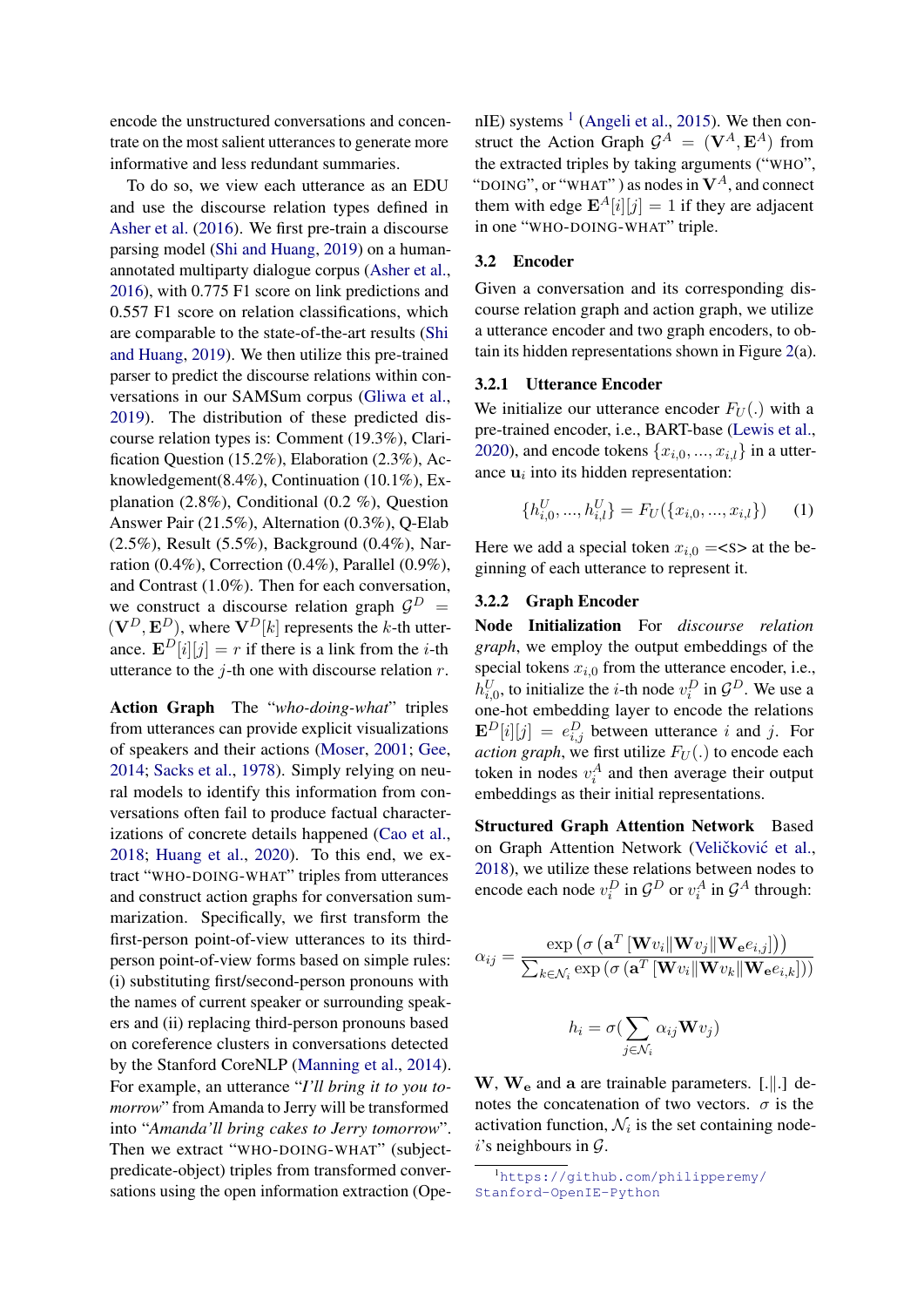encode the unstructured conversations and concentrate on the most salient utterances to generate more informative and less redundant summaries.

To do so, we view each utterance as an EDU and use the discourse relation types defined in Asher et al. (2016). We first pre-train a discourse parsing model (Shi and Huang, 2019) on a human-annotated multiparty dialogue corpus (Asher et al., 2016), with 0.775 F1 score on link predictions and 0.557 F1 score on relation classifications, which are comparable to the state-of-the-art results (Shi and Huang, 2019). We then utilize this pre-trained parser to predict the discourse relations within conversations in our SAMSum corpus (Gliwa et al., 2019). The distribution of these predicted discourse relation types is: Comment (19.3%), Clarification Question (15.2%), Elaboration (2.3%), Acknowledgement(8.4%), Continuation (10.1%), Explanation (2.8%), Conditional (0.2 %), Question Answer Pair (21.5%), Alternation (0.3%), Q-Elab (2.5%), Result (5.5%), Background (0.4%), Narration (0.4%), Correction (0.4%), Parallel (0.9%), and Contrast (1.0%). Then for each conversation, we construct a discourse relation graph $\mathcal{G}^D = (\mathbf{V}^D, \mathbf{E}^D)$, where $\mathbf{V}^D[k]$ represents the $k$-th utterance. $\mathbf{E}^D[i][j] = r$ if there is a link from the $i$-th utterance to the $j$-th one with discourse relation $r$.

**Action Graph** The "*who-doing-what*" triples from utterances can provide explicit visualizations of speakers and their actions (Moser, 2001; Gee, 2014; Sacks et al., 1978). Simply relying on neural models to identify this information from conversations often fail to produce factual characterizations of concrete details happened (Cao et al., 2018; Huang et al., 2020). To this end, we extract "WHO-DOING-WHAT" triples from utterances and construct action graphs for conversation summarization. Specifically, we first transform the first-person point-of-view utterances to its third-person point-of-view forms based on simple rules: (i) substituting first/second-person pronouns with the names of current speaker or surrounding speakers and (ii) replacing third-person pronouns based on coreference clusters in conversations detected by the Stanford CoreNLP (Manning et al., 2014). For example, an utterance "*I'll bring it to you tomorrow*" from Amanda to Jerry will be transformed into "*Amanda'll bring cakes to Jerry tomorrow*". Then we extract "WHO-DOING-WHAT" (subject-predicate-object) triples from transformed conversations using the open information extraction (OpenIE) systems [1] (Angeli et al., 2015). We then construct the Action Graph $\mathcal{G}^A = (\mathbf{V}^A, \mathbf{E}^A)$ from the extracted triples by taking arguments ("WHO", "DOING", or "WHAT") as nodes in $\mathbf{V}^A$, and connect them with edge $\mathbf{E}^A[i][j] = 1$ if they are adjacent in one "WHO-DOING-WHAT" triple.

### 3.2 Encoder

Given a conversation and its corresponding discourse relation graph and action graph, we utilize a utterance encoder and two graph encoders, to obtain its hidden representations shown in Figure 2(a).

#### 3.2.1 Utterance Encoder

We initialize our utterance encoder $F_U(.)$ with a pre-trained encoder, i.e., BART-base (Lewis et al., 2020), and encode tokens $\{x_{i,0}, ..., x_{i,l}\}$ in a utterance $\mathbf{u}_i$ into its hidden representation:

$$\{h^U_{i,0}, ..., h^U_{i,l}\} = F_U(\{x_{i,0}, ..., x_{i,l}\}) \quad (1)$$

Here we add a special token $x_{i,0}$ =<S> at the beginning of each utterance to represent it.

#### 3.2.2 Graph Encoder

**Node Initialization** For *discourse relation graph*, we employ the output embeddings of the special tokens $x_{i,0}$ from the utterance encoder, i.e., $h^U_{i,0}$, to initialize the $i$-th node $v^D_i$ in $\mathcal{G}^D$. We use a one-hot embedding layer to encode the relations $\mathbf{E}^D[i][j] = e^D_{i,j}$ between utterance $i$ and $j$. For *action graph*, we first utilize $F_U(.)$ to encode each token in nodes $v^A_i$ and then average their output embeddings as their initial representations.

**Structured Graph Attention Network** Based on Graph Attention Network (Veličković et al., 2018), we utilize these relations between nodes to encode each node $v^D_i$ in $\mathcal{G}^D$ or $v^A_i$ in $\mathcal{G}^A$ through:

$$\alpha_{ij} = \frac{\exp\left(\sigma\left(\mathbf{a}^T\left[\mathbf{W}v_i \| \mathbf{W}v_j \| \mathbf{W_e}e_{i,j}\right]\right)\right)}{\sum_{k \in \mathcal{N}_i} \exp\left(\sigma\left(\mathbf{a}^T\left[\mathbf{W}v_i \| \mathbf{W}v_k \| \mathbf{W_e}e_{i,k}\right]\right)\right)}$$

$$h_i = \sigma\left(\sum_{j \in \mathcal{N}_i} \alpha_{ij} \mathbf{W}v_j\right)$$

$\mathbf{W}$, $\mathbf{W_e}$ and $\mathbf{a}$ are trainable parameters. $[.\|.]$ denotes the concatenation of two vectors. $\sigma$ is the activation function, $\mathcal{N}_i$ is the set containing node-$i$'s neighbours in $\mathcal{G}$.

[1] https://github.com/philipperemy/Stanford-OpenIE-Python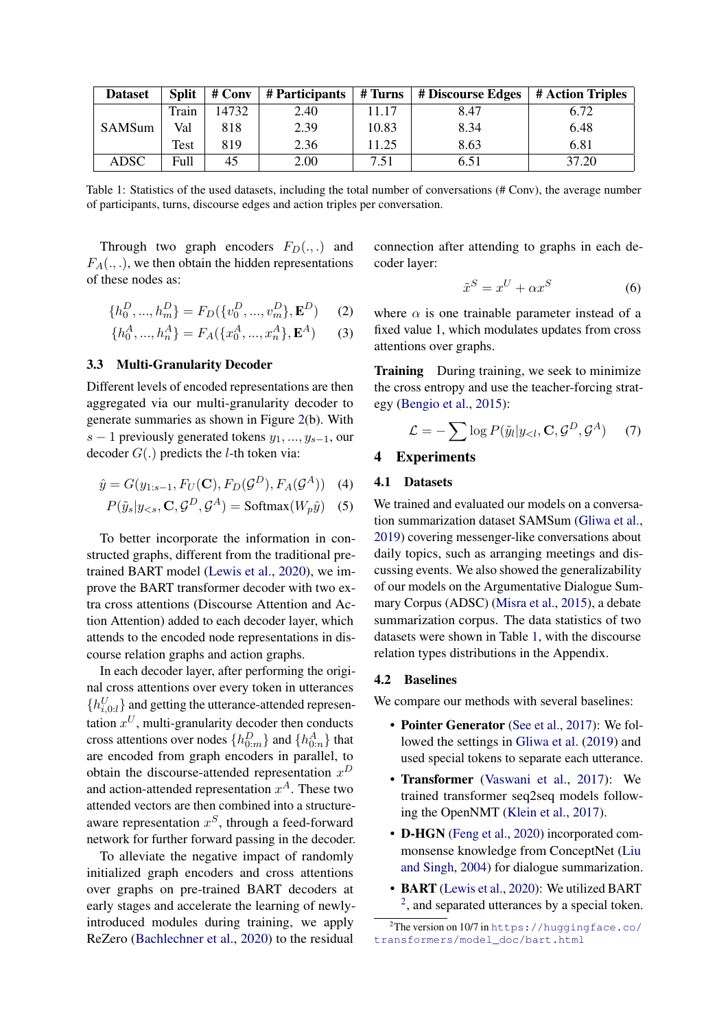| Dataset | Split | # Conv | # Participants | # Turns | # Discourse Edges | # Action Triples |
|---|---|---|---|---|---|---|
| SAMSum | Train | 14732 | 2.40 | 11.17 | 8.47 | 6.72 |
| | Val | 818 | 2.39 | 10.83 | 8.34 | 6.48 |
| | Test | 819 | 2.36 | 11.25 | 8.63 | 6.81 |
| ADSC | Full | 45 | 2.00 | 7.51 | 6.51 | 37.20 |

Table 1: Statistics of the used datasets, including the total number of conversations (# Conv), the average number of participants, turns, discourse edges and action triples per conversation.

Through two graph encoders $F_D(.,.)$ and $F_A(.,.)$, we then obtain the hidden representations of these nodes as:

$$\{h_0^D, ..., h_m^D\} = F_D(\{v_0^D, ..., v_m^D\}, \mathbf{E}^D) \quad (2)$$

$$\{h_0^A, ..., h_n^A\} = F_A(\{x_0^A, ..., x_n^A\}, \mathbf{E}^A) \quad (3)$$

### 3.3 Multi-Granularity Decoder

Different levels of encoded representations are then aggregated via our multi-granularity decoder to generate summaries as shown in Figure 2(b). With $s-1$ previously generated tokens $y_1, ..., y_{s-1}$, our decoder $G(.)$ predicts the $l$-th token via:

$$\hat{y} = G(y_{1:s-1}, F_U(\mathbf{C}), F_D(\mathcal{G}^D), F_A(\mathcal{G}^A)) \quad (4)$$

$$P(\tilde{y}_s | y_{<s}, \mathbf{C}, \mathcal{G}^D, \mathcal{G}^A) = \text{Softmax}(W_p \hat{y}) \quad (5)$$

To better incorporate the information in constructed graphs, different from the traditional pretrained BART model (Lewis et al., 2020), we improve the BART transformer decoder with two extra cross attentions (Discourse Attention and Action Attention) added to each decoder layer, which attends to the encoded node representations in discourse relation graphs and action graphs.

In each decoder layer, after performing the original cross attentions over every token in utterances $\{h_{i,0:l}^U\}$ and getting the utterance-attended representation $x^U$, multi-granularity decoder then conducts cross attentions over nodes $\{h_{0:m}^D\}$ and $\{h_{0:n}^A\}$ that are encoded from graph encoders in parallel, to obtain the discourse-attended representation $x^D$ and action-attended representation $x^A$. These two attended vectors are then combined into a structure-aware representation $x^S$, through a feed-forward network for further forward passing in the decoder.

To alleviate the negative impact of randomly initialized graph encoders and cross attentions over graphs on pre-trained BART decoders at early stages and accelerate the learning of newly-introduced modules during training, we apply ReZero (Bachlechner et al., 2020) to the residual connection after attending to graphs in each decoder layer:

$$\tilde{x}^S = x^U + \alpha x^S \quad (6)$$

where $\alpha$ is one trainable parameter instead of a fixed value 1, which modulates updates from cross attentions over graphs.

**Training** During training, we seek to minimize the cross entropy and use the teacher-forcing strategy (Bengio et al., 2015):

$$\mathcal{L} = -\sum \log P(\tilde{y}_l | y_{<l}, \mathbf{C}, \mathcal{G}^D, \mathcal{G}^A) \quad (7)$$

## 4 Experiments

### 4.1 Datasets

We trained and evaluated our models on a conversation summarization dataset SAMSum (Gliwa et al., 2019) covering messenger-like conversations about daily topics, such as arranging meetings and discussing events. We also showed the generalizability of our models on the Argumentative Dialogue Summary Corpus (ADSC) (Misra et al., 2015), a debate summarization corpus. The data statistics of two datasets were shown in Table 1, with the discourse relation types distributions in the Appendix.

### 4.2 Baselines

We compare our methods with several baselines:

- **Pointer Generator** (See et al., 2017): We followed the settings in Gliwa et al. (2019) and used special tokens to separate each utterance.
- **Transformer** (Vaswani et al., 2017): We trained transformer seq2seq models following the OpenNMT (Klein et al., 2017).
- **D-HGN** (Feng et al., 2020) incorporated commonsense knowledge from ConceptNet (Liu and Singh, 2004) for dialogue summarization.
- **BART** (Lewis et al., 2020): We utilized BART [2], and separated utterances by a special token.

[2]The version on 10/7 in https://huggingface.co/transformers/model_doc/bart.html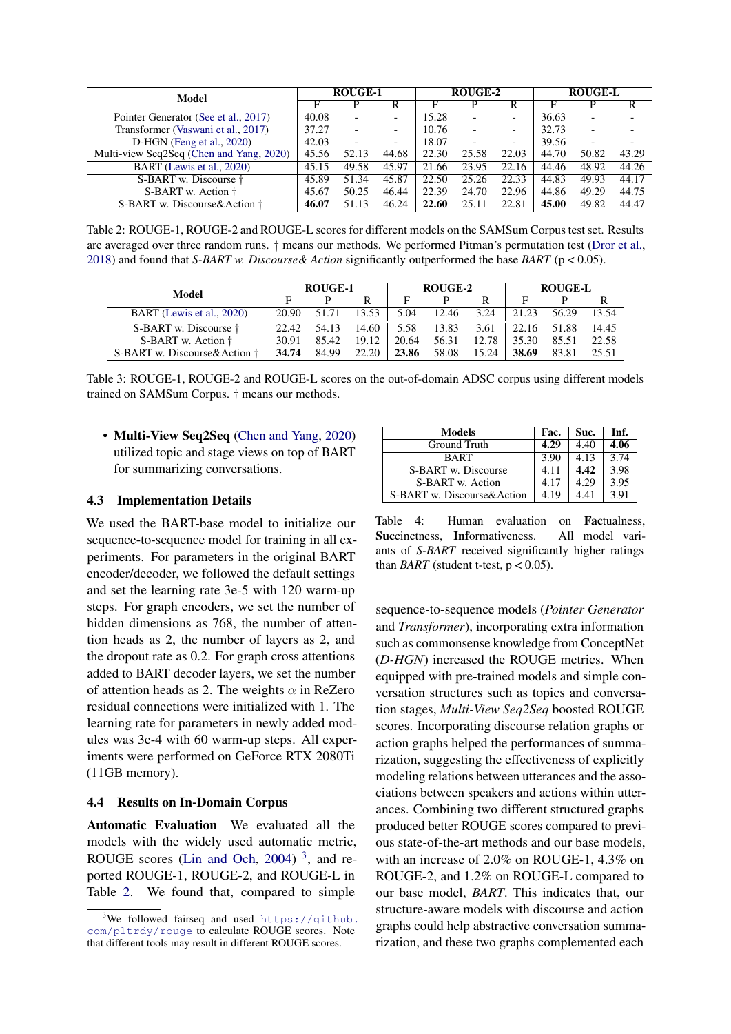| Model | ROUGE-1 | | | ROUGE-2 | | | ROUGE-L | | |
|---|---|---|---|---|---|---|---|---|---|
| | F | P | R | F | P | R | F | P | R |
| Pointer Generator (See et al., 2017) | 40.08 | - | - | 15.28 | - | - | 36.63 | - | - |
| Transformer (Vaswani et al., 2017) | 37.27 | - | - | 10.76 | - | - | 32.73 | - | - |
| D-HGN (Feng et al., 2020) | 42.03 | - | - | 18.07 | - | - | 39.56 | - | - |
| Multi-view Seq2Seq (Chen and Yang, 2020) | 45.56 | 52.13 | 44.68 | 22.30 | 25.58 | 22.03 | 44.70 | 50.82 | 43.29 |
| BART (Lewis et al., 2020) | 45.15 | 49.58 | 45.97 | 21.66 | 23.95 | 22.16 | 44.46 | 48.92 | 44.26 |
| S-BART w. Discourse † | 45.89 | 51.34 | 45.87 | 22.50 | 25.26 | 22.33 | 44.83 | 49.93 | 44.17 |
| S-BART w. Action † | 45.67 | 50.25 | 46.44 | 22.39 | 24.70 | 22.96 | 44.86 | 49.29 | 44.75 |
| S-BART w. Discourse&Action † | **46.07** | 51.13 | 46.24 | **22.60** | 25.11 | 22.81 | **45.00** | 49.82 | 44.47 |

Table 2: ROUGE-1, ROUGE-2 and ROUGE-L scores for different models on the SAMSum Corpus test set. Results are averaged over three random runs. † means our methods. We performed Pitman's permutation test (Dror et al., 2018) and found that *S-BART w. Discourse& Action* significantly outperformed the base *BART* ($p < 0.05$).

| Model | ROUGE-1 | | | ROUGE-2 | | | ROUGE-L | | |
|---|---|---|---|---|---|---|---|---|---|
| | F | P | R | F | P | R | F | P | R |
| BART (Lewis et al., 2020) | 20.90 | 51.71 | 13.53 | 5.04 | 12.46 | 3.24 | 21.23 | 56.29 | 13.54 |
| S-BART w. Discourse † | 22.42 | 54.13 | 14.60 | 5.58 | 13.83 | 3.61 | 22.16 | 51.88 | 14.45 |
| S-BART w. Action † | 30.91 | 85.42 | 19.12 | 20.64 | 56.31 | 12.78 | 35.30 | 85.51 | 22.58 |
| S-BART w. Discourse&Action † | **34.74** | 84.99 | 22.20 | **23.86** | 58.08 | 15.24 | **38.69** | 83.81 | 25.51 |

Table 3: ROUGE-1, ROUGE-2 and ROUGE-L scores on the out-of-domain ADSC corpus using different models trained on SAMSum Corpus. † means our methods.

- **Multi-View Seq2Seq** (Chen and Yang, 2020) utilized topic and stage views on top of BART for summarizing conversations.

### 4.3 Implementation Details

We used the BART-base model to initialize our sequence-to-sequence model for training in all experiments. For parameters in the original BART encoder/decoder, we followed the default settings and set the learning rate 3e-5 with 120 warm-up steps. For graph encoders, we set the number of hidden dimensions as 768, the number of attention heads as 2, the number of layers as 2, and the dropout rate as 0.2. For graph cross attentions added to BART decoder layers, we set the number of attention heads as 2. The weights $\alpha$ in ReZero residual connections were initialized with 1. The learning rate for parameters in newly added modules was 3e-4 with 60 warm-up steps. All experiments were performed on GeForce RTX 2080Ti (11GB memory).

### 4.4 Results on In-Domain Corpus

**Automatic Evaluation** We evaluated all the models with the widely used automatic metric, ROUGE scores (Lin and Och, 2004) [3], and reported ROUGE-1, ROUGE-2, and ROUGE-L in Table 2. We found that, compared to simple sequence-to-sequence models (*Pointer Generator* and *Transformer*), incorporating extra information such as commonsense knowledge from ConceptNet (*D-HGN*) increased the ROUGE metrics. When equipped with pre-trained models and simple conversation structures such as topics and conversation stages, *Multi-View Seq2Seq* boosted ROUGE scores. Incorporating discourse relation graphs or action graphs helped the performances of summarization, suggesting the effectiveness of explicitly modeling relations between utterances and the associations between speakers and actions within utterances. Combining two different structured graphs produced better ROUGE scores compared to previous state-of-the-art methods and our base models, with an increase of 2.0% on ROUGE-1, 4.3% on ROUGE-2, and 1.2% on ROUGE-L compared to our base model, *BART*. This indicates that, our structure-aware models with discourse and action graphs could help abstractive conversation summarization, and these two graphs complemented each

| Models | Fac. | Suc. | Inf. |
|---|---|---|---|
| Ground Truth | **4.29** | 4.40 | **4.06** |
| BART | 3.90 | 4.13 | 3.74 |
| S-BART w. Discourse | 4.11 | **4.42** | 3.98 |
| S-BART w. Action | 4.17 | 4.29 | 3.95 |
| S-BART w. Discourse&Action | 4.19 | 4.41 | 3.91 |

Table 4: Human evaluation on **Fac**tualness, **Suc**cinctness, **Inf**ormativeness. All model variants of *S-BART* received significantly higher ratings than *BART* (student t-test, $p < 0.05$).

[3] We followed fairseq and used https://github.com/pltrdy/rouge to calculate ROUGE scores. Note that different tools may result in different ROUGE scores.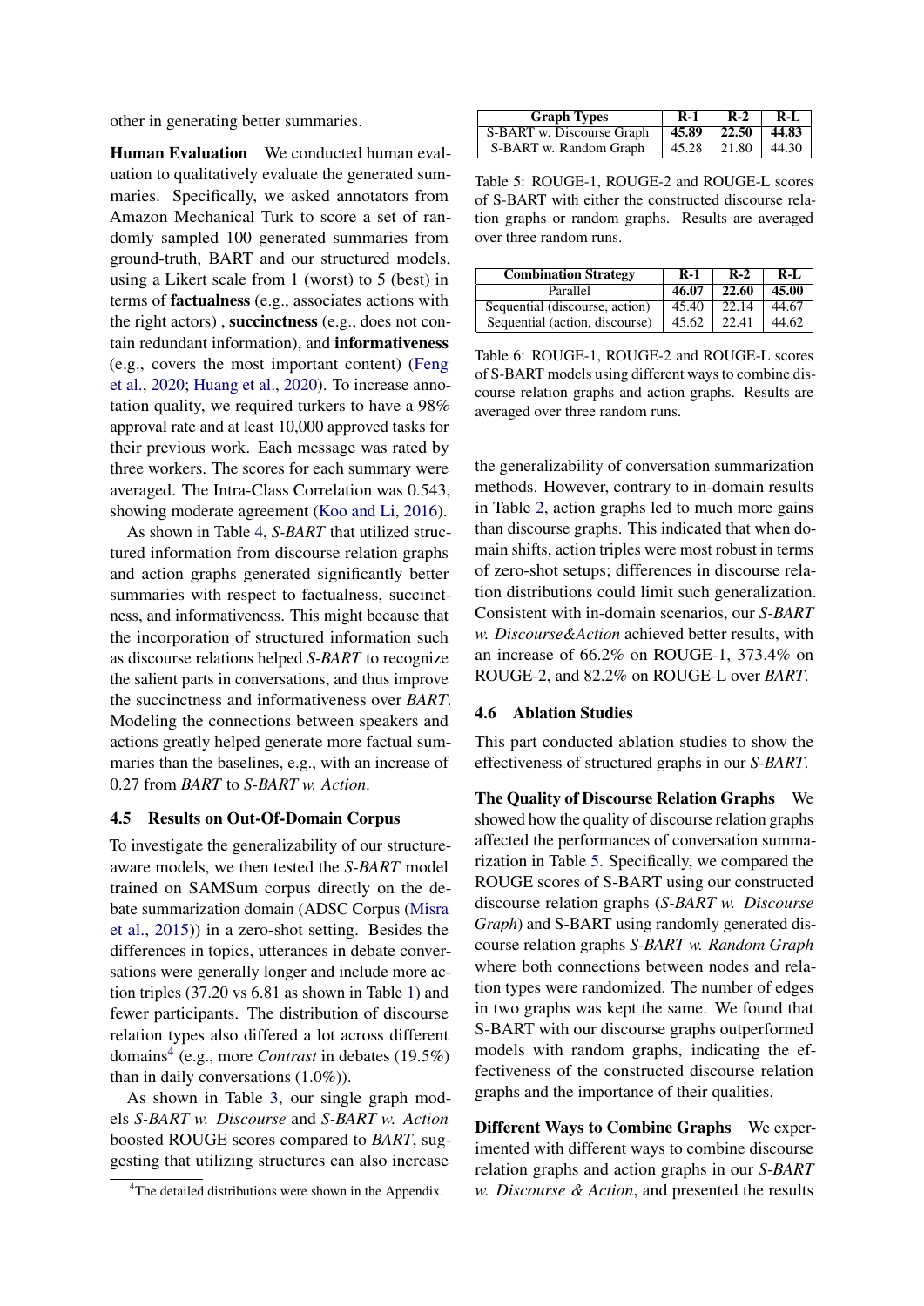other in generating better summaries.

**Human Evaluation** We conducted human evaluation to qualitatively evaluate the generated summaries. Specifically, we asked annotators from Amazon Mechanical Turk to score a set of randomly sampled 100 generated summaries from ground-truth, BART and our structured models, using a Likert scale from 1 (worst) to 5 (best) in terms of **factualness** (e.g., associates actions with the right actors) , **succinctness** (e.g., does not contain redundant information), and **informativeness** (e.g., covers the most important content) (Feng et al., 2020; Huang et al., 2020). To increase annotation quality, we required turkers to have a 98% approval rate and at least 10,000 approved tasks for their previous work. Each message was rated by three workers. The scores for each summary were averaged. The Intra-Class Correlation was 0.543, showing moderate agreement (Koo and Li, 2016).

As shown in Table 4, *S-BART* that utilized structured information from discourse relation graphs and action graphs generated significantly better summaries with respect to factualness, succinctness, and informativeness. This might because that the incorporation of structured information such as discourse relations helped *S-BART* to recognize the salient parts in conversations, and thus improve the succinctness and informativeness over *BART*. Modeling the connections between speakers and actions greatly helped generate more factual summaries than the baselines, e.g., with an increase of 0.27 from *BART* to *S-BART w. Action*.

### 4.5 Results on Out-Of-Domain Corpus

To investigate the generalizability of our structure-aware models, we then tested the *S-BART* model trained on SAMSum corpus directly on the debate summarization domain (ADSC Corpus (Misra et al., 2015)) in a zero-shot setting. Besides the differences in topics, utterances in debate conversations were generally longer and include more action triples (37.20 vs 6.81 as shown in Table 1) and fewer participants. The distribution of discourse relation types also differed a lot across different domains[4] (e.g., more *Contrast* in debates (19.5%) than in daily conversations (1.0%)).

As shown in Table 3, our single graph models *S-BART w. Discourse* and *S-BART w. Action* boosted ROUGE scores compared to *BART*, suggesting that utilizing structures can also increase the generalizability of conversation summarization methods. However, contrary to in-domain results in Table 2, action graphs led to much more gains than discourse graphs. This indicated that when domain shifts, action triples were most robust in terms of zero-shot setups; differences in discourse relation distributions could limit such generalization. Consistent with in-domain scenarios, our *S-BART w. Discourse&Action* achieved better results, with an increase of 66.2% on ROUGE-1, 373.4% on ROUGE-2, and 82.2% on ROUGE-L over *BART*.

[4]The detailed distributions were shown in the Appendix.

| Graph Types | R-1 | R-2 | R-L |
|---|---|---|---|
| S-BART w. Discourse Graph | **45.89** | **22.50** | **44.83** |
| S-BART w. Random Graph | 45.28 | 21.80 | 44.30 |

Table 5: ROUGE-1, ROUGE-2 and ROUGE-L scores of S-BART with either the constructed discourse relation graphs or random graphs. Results are averaged over three random runs.

| Combination Strategy | R-1 | R-2 | R-L |
|---|---|---|---|
| Parallel | **46.07** | **22.60** | **45.00** |
| Sequential (discourse, action) | 45.40 | 22.14 | 44.67 |
| Sequential (action, discourse) | 45.62 | 22.41 | 44.62 |

Table 6: ROUGE-1, ROUGE-2 and ROUGE-L scores of S-BART models using different ways to combine discourse relation graphs and action graphs. Results are averaged over three random runs.

### 4.6 Ablation Studies

This part conducted ablation studies to show the effectiveness of structured graphs in our *S-BART*.

**The Quality of Discourse Relation Graphs** We showed how the quality of discourse relation graphs affected the performances of conversation summarization in Table 5. Specifically, we compared the ROUGE scores of S-BART using our constructed discourse relation graphs (*S-BART w. Discourse Graph*) and S-BART using randomly generated discourse relation graphs *S-BART w. Random Graph* where both connections between nodes and relation types were randomized. The number of edges in two graphs was kept the same. We found that S-BART with our discourse graphs outperformed models with random graphs, indicating the effectiveness of the constructed discourse relation graphs and the importance of their qualities.

**Different Ways to Combine Graphs** We experimented with different ways to combine discourse relation graphs and action graphs in our *S-BART w. Discourse & Action*, and presented the results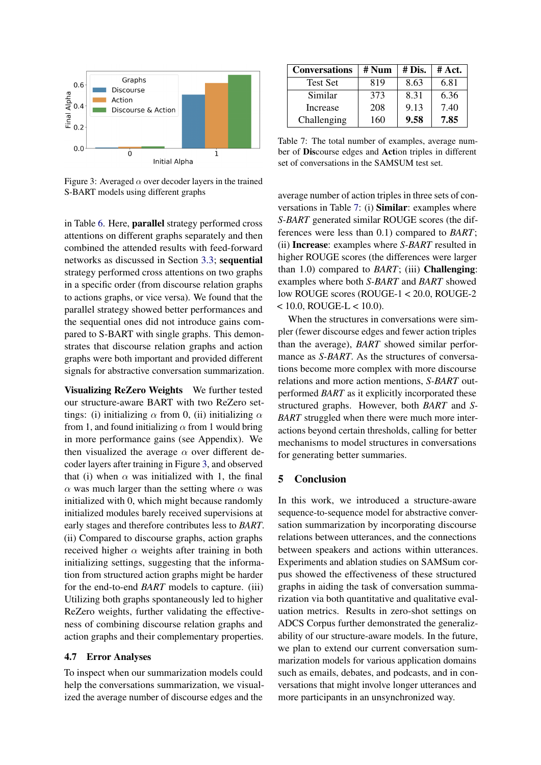Figure 3: Averaged $\alpha$ over decoder layers in the trained S-BART models using different graphs

in Table 6. Here, **parallel** strategy performed cross attentions on different graphs separately and then combined the attended results with feed-forward networks as discussed in Section 3.3; **sequential** strategy performed cross attentions on two graphs in a specific order (from discourse relation graphs to actions graphs, or vice versa). We found that the parallel strategy showed better performances and the sequential ones did not introduce gains compared to S-BART with single graphs. This demonstrates that discourse relation graphs and action graphs were both important and provided different signals for abstractive conversation summarization.

**Visualizing ReZero Weights** We further tested our structure-aware BART with two ReZero settings: (i) initializing $\alpha$ from 0, (ii) initializing $\alpha$ from 1, and found initializing $\alpha$ from 1 would bring in more performance gains (see Appendix). We then visualized the average $\alpha$ over different decoder layers after training in Figure 3, and observed that (i) when $\alpha$ was initialized with 1, the final $\alpha$ was much larger than the setting where $\alpha$ was initialized with 0, which might because randomly initialized modules barely received supervisions at early stages and therefore contributes less to *BART*. (ii) Compared to discourse graphs, action graphs received higher $\alpha$ weights after training in both initializing settings, suggesting that the information from structured action graphs might be harder for the end-to-end *BART* models to capture. (iii) Utilizing both graphs spontaneously led to higher ReZero weights, further validating the effectiveness of combining discourse relation graphs and action graphs and their complementary properties.

### 4.7 Error Analyses

To inspect when our summarization models could help the conversations summarization, we visualized the average number of discourse edges and the average number of action triples in three sets of conversations in Table 7: (i) **Similar**: examples where *S-BART* generated similar ROUGE scores (the differences were less than 0.1) compared to *BART*; (ii) **Increase**: examples where *S-BART* resulted in higher ROUGE scores (the differences were larger than 1.0) compared to *BART*; (iii) **Challenging**: examples where both *S-BART* and *BART* showed low ROUGE scores (ROUGE-1 < 20.0, ROUGE-2 < 10.0, ROUGE-L < 10.0).

| Conversations | # Num | # Dis. | # Act. |
|---|---|---|---|
| Test Set | 819 | 8.63 | 6.81 |
| Similar | 373 | 8.31 | 6.36 |
| Increase | 208 | 9.13 | 7.40 |
| Challenging | 160 | **9.58** | **7.85** |

Table 7: The total number of examples, average number of **Dis**course edges and **Act**ion triples in different set of conversations in the SAMSUM test set.

When the structures in conversations were simpler (fewer discourse edges and fewer action triples than the average), *BART* showed similar performance as *S-BART*. As the structures of conversations become more complex with more discourse relations and more action mentions, *S-BART* outperformed *BART* as it explicitly incorporated these structured graphs. However, both *BART* and *S-BART* struggled when there were much more interactions beyond certain thresholds, calling for better mechanisms to model structures in conversations for generating better summaries.

## 5 Conclusion

In this work, we introduced a structure-aware sequence-to-sequence model for abstractive conversation summarization by incorporating discourse relations between utterances, and the connections between speakers and actions within utterances. Experiments and ablation studies on SAMSum corpus showed the effectiveness of these structured graphs in aiding the task of conversation summarization via both quantitative and qualitative evaluation metrics. Results in zero-shot settings on ADCS Corpus further demonstrated the generalizability of our structure-aware models. In the future, we plan to extend our current conversation summarization models for various application domains such as emails, debates, and podcasts, and in conversations that might involve longer utterances and more participants in an unsynchronized way.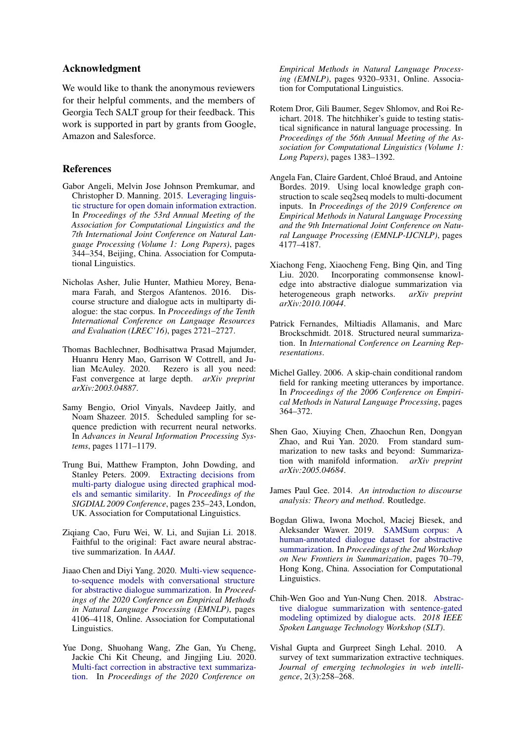## Acknowledgment

We would like to thank the anonymous reviewers for their helpful comments, and the members of Georgia Tech SALT group for their feedback. This work is supported in part by grants from Google, Amazon and Salesforce.

## References

Gabor Angeli, Melvin Jose Johnson Premkumar, and Christopher D. Manning. 2015. Leveraging linguistic structure for open domain information extraction. In *Proceedings of the 53rd Annual Meeting of the Association for Computational Linguistics and the 7th International Joint Conference on Natural Language Processing (Volume 1: Long Papers)*, pages 344–354, Beijing, China. Association for Computational Linguistics.

Nicholas Asher, Julie Hunter, Mathieu Morey, Benamara Farah, and Stergos Afantenos. 2016. Discourse structure and dialogue acts in multiparty dialogue: the stac corpus. In *Proceedings of the Tenth International Conference on Language Resources and Evaluation (LREC'16)*, pages 2721–2727.

Thomas Bachlechner, Bodhisattwa Prasad Majumder, Huanru Henry Mao, Garrison W Cottrell, and Julian McAuley. 2020. Rezero is all you need: Fast convergence at large depth. *arXiv preprint arXiv:2003.04887*.

Samy Bengio, Oriol Vinyals, Navdeep Jaitly, and Noam Shazeer. 2015. Scheduled sampling for sequence prediction with recurrent neural networks. In *Advances in Neural Information Processing Systems*, pages 1171–1179.

Trung Bui, Matthew Frampton, John Dowding, and Stanley Peters. 2009. Extracting decisions from multi-party dialogue using directed graphical models and semantic similarity. In *Proceedings of the SIGDIAL 2009 Conference*, pages 235–243, London, UK. Association for Computational Linguistics.

Ziqiang Cao, Furu Wei, W. Li, and Sujian Li. 2018. Faithful to the original: Fact aware neural abstractive summarization. In *AAAI*.

Jiaao Chen and Diyi Yang. 2020. Multi-view sequence-to-sequence models with conversational structure for abstractive dialogue summarization. In *Proceedings of the 2020 Conference on Empirical Methods in Natural Language Processing (EMNLP)*, pages 4106–4118, Online. Association for Computational Linguistics.

Yue Dong, Shuohang Wang, Zhe Gan, Yu Cheng, Jackie Chi Kit Cheung, and Jingjing Liu. 2020. Multi-fact correction in abstractive text summarization. In *Proceedings of the 2020 Conference on Empirical Methods in Natural Language Processing (EMNLP)*, pages 9320–9331, Online. Association for Computational Linguistics.

Rotem Dror, Gili Baumer, Segev Shlomov, and Roi Reichart. 2018. The hitchhiker's guide to testing statistical significance in natural language processing. In *Proceedings of the 56th Annual Meeting of the Association for Computational Linguistics (Volume 1: Long Papers)*, pages 1383–1392.

Angela Fan, Claire Gardent, Chloé Braud, and Antoine Bordes. 2019. Using local knowledge graph construction to scale seq2seq models to multi-document inputs. In *Proceedings of the 2019 Conference on Empirical Methods in Natural Language Processing and the 9th International Joint Conference on Natural Language Processing (EMNLP-IJCNLP)*, pages 4177–4187.

Xiachong Feng, Xiaocheng Feng, Bing Qin, and Ting Liu. 2020. Incorporating commonsense knowledge into abstractive dialogue summarization via heterogeneous graph networks. *arXiv preprint arXiv:2010.10044*.

Patrick Fernandes, Miltiadis Allamanis, and Marc Brockschmidt. 2018. Structured neural summarization. In *International Conference on Learning Representations*.

Michel Galley. 2006. A skip-chain conditional random field for ranking meeting utterances by importance. In *Proceedings of the 2006 Conference on Empirical Methods in Natural Language Processing*, pages 364–372.

Shen Gao, Xiuying Chen, Zhaochun Ren, Dongyan Zhao, and Rui Yan. 2020. From standard summarization to new tasks and beyond: Summarization with manifold information. *arXiv preprint arXiv:2005.04684*.

James Paul Gee. 2014. *An introduction to discourse analysis: Theory and method*. Routledge.

Bogdan Gliwa, Iwona Mochol, Maciej Biesek, and Aleksander Wawer. 2019. SAMSum corpus: A human-annotated dialogue dataset for abstractive summarization. In *Proceedings of the 2nd Workshop on New Frontiers in Summarization*, pages 70–79, Hong Kong, China. Association for Computational Linguistics.

Chih-Wen Goo and Yun-Nung Chen. 2018. Abstractive dialogue summarization with sentence-gated modeling optimized by dialogue acts. *2018 IEEE Spoken Language Technology Workshop (SLT)*.

Vishal Gupta and Gurpreet Singh Lehal. 2010. A survey of text summarization extractive techniques. *Journal of emerging technologies in web intelligence*, 2(3):258–268.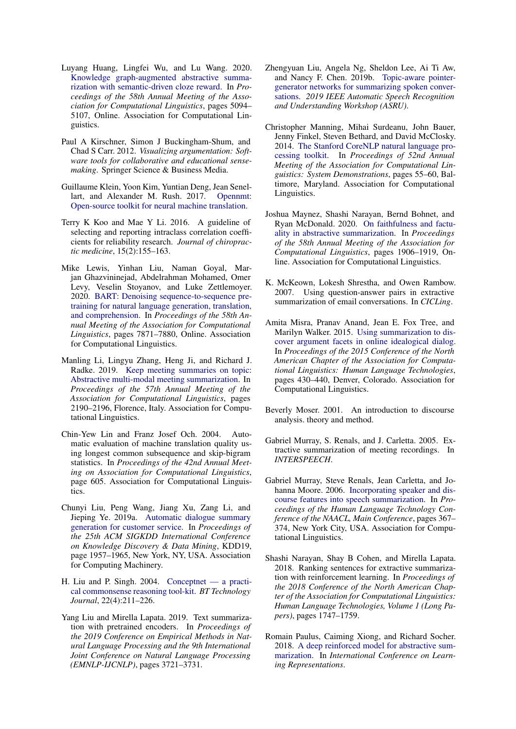Luyang Huang, Lingfei Wu, and Lu Wang. 2020. Knowledge graph-augmented abstractive summarization with semantic-driven cloze reward. In *Proceedings of the 58th Annual Meeting of the Association for Computational Linguistics*, pages 5094–5107, Online. Association for Computational Linguistics.

Paul A Kirschner, Simon J Buckingham-Shum, and Chad S Carr. 2012. *Visualizing argumentation: Software tools for collaborative and educational sense-making*. Springer Science & Business Media.

Guillaume Klein, Yoon Kim, Yuntian Deng, Jean Senellart, and Alexander M. Rush. 2017. Opennmt: Open-source toolkit for neural machine translation.

Terry K Koo and Mae Y Li. 2016. A guideline of selecting and reporting intraclass correlation coefficients for reliability research. *Journal of chiropractic medicine*, 15(2):155–163.

Mike Lewis, Yinhan Liu, Naman Goyal, Marjan Ghazvininejad, Abdelrahman Mohamed, Omer Levy, Veselin Stoyanov, and Luke Zettlemoyer. 2020. BART: Denoising sequence-to-sequence pre-training for natural language generation, translation, and comprehension. In *Proceedings of the 58th Annual Meeting of the Association for Computational Linguistics*, pages 7871–7880, Online. Association for Computational Linguistics.

Manling Li, Lingyu Zhang, Heng Ji, and Richard J. Radke. 2019. Keep meeting summaries on topic: Abstractive multi-modal meeting summarization. In *Proceedings of the 57th Annual Meeting of the Association for Computational Linguistics*, pages 2190–2196, Florence, Italy. Association for Computational Linguistics.

Chin-Yew Lin and Franz Josef Och. 2004. Automatic evaluation of machine translation quality using longest common subsequence and skip-bigram statistics. In *Proceedings of the 42nd Annual Meeting on Association for Computational Linguistics*, page 605. Association for Computational Linguistics.

Chunyi Liu, Peng Wang, Jiang Xu, Zang Li, and Jieping Ye. 2019a. Automatic dialogue summary generation for customer service. In *Proceedings of the 25th ACM SIGKDD International Conference on Knowledge Discovery & Data Mining*, KDD19, page 1957–1965, New York, NY, USA. Association for Computing Machinery.

H. Liu and P. Singh. 2004. Conceptnet — a practical commonsense reasoning tool-kit. *BT Technology Journal*, 22(4):211–226.

Yang Liu and Mirella Lapata. 2019. Text summarization with pretrained encoders. In *Proceedings of the 2019 Conference on Empirical Methods in Natural Language Processing and the 9th International Joint Conference on Natural Language Processing (EMNLP-IJCNLP)*, pages 3721–3731.

Zhengyuan Liu, Angela Ng, Sheldon Lee, Ai Ti Aw, and Nancy F. Chen. 2019b. Topic-aware pointer-generator networks for summarizing spoken conversations. *2019 IEEE Automatic Speech Recognition and Understanding Workshop (ASRU)*.

Christopher Manning, Mihai Surdeanu, John Bauer, Jenny Finkel, Steven Bethard, and David McClosky. 2014. The Stanford CoreNLP natural language processing toolkit. In *Proceedings of 52nd Annual Meeting of the Association for Computational Linguistics: System Demonstrations*, pages 55–60, Baltimore, Maryland. Association for Computational Linguistics.

Joshua Maynez, Shashi Narayan, Bernd Bohnet, and Ryan McDonald. 2020. On faithfulness and factuality in abstractive summarization. In *Proceedings of the 58th Annual Meeting of the Association for Computational Linguistics*, pages 1906–1919, Online. Association for Computational Linguistics.

K. McKeown, Lokesh Shrestha, and Owen Rambow. 2007. Using question-answer pairs in extractive summarization of email conversations. In *CICLing*.

Amita Misra, Pranav Anand, Jean E. Fox Tree, and Marilyn Walker. 2015. Using summarization to discover argument facets in online idealogical dialog. In *Proceedings of the 2015 Conference of the North American Chapter of the Association for Computational Linguistics: Human Language Technologies*, pages 430–440, Denver, Colorado. Association for Computational Linguistics.

Beverly Moser. 2001. An introduction to discourse analysis. theory and method.

Gabriel Murray, S. Renals, and J. Carletta. 2005. Extractive summarization of meeting recordings. In *INTERSPEECH*.

Gabriel Murray, Steve Renals, Jean Carletta, and Johanna Moore. 2006. Incorporating speaker and discourse features into speech summarization. In *Proceedings of the Human Language Technology Conference of the NAACL, Main Conference*, pages 367–374, New York City, USA. Association for Computational Linguistics.

Shashi Narayan, Shay B Cohen, and Mirella Lapata. 2018. Ranking sentences for extractive summarization with reinforcement learning. In *Proceedings of the 2018 Conference of the North American Chapter of the Association for Computational Linguistics: Human Language Technologies, Volume 1 (Long Papers)*, pages 1747–1759.

Romain Paulus, Caiming Xiong, and Richard Socher. 2018. A deep reinforced model for abstractive summarization. In *International Conference on Learning Representations*.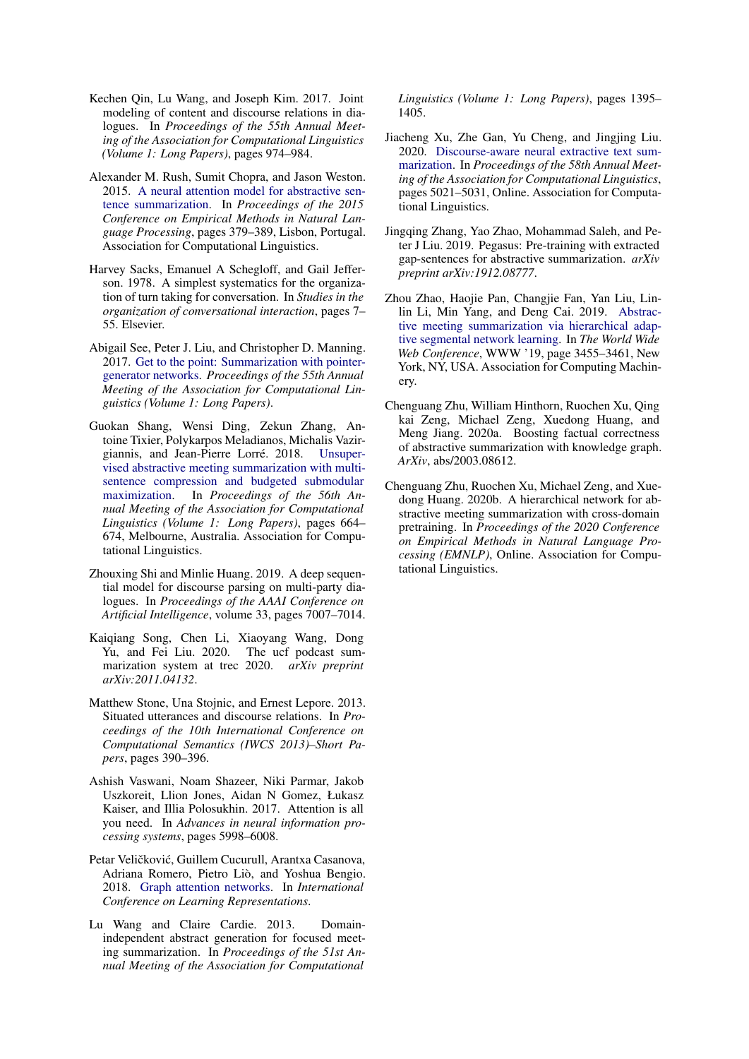Kechen Qin, Lu Wang, and Joseph Kim. 2017. Joint modeling of content and discourse relations in dialogues. In *Proceedings of the 55th Annual Meeting of the Association for Computational Linguistics (Volume 1: Long Papers)*, pages 974–984.

Alexander M. Rush, Sumit Chopra, and Jason Weston. 2015. A neural attention model for abstractive sentence summarization. In *Proceedings of the 2015 Conference on Empirical Methods in Natural Language Processing*, pages 379–389, Lisbon, Portugal. Association for Computational Linguistics.

Harvey Sacks, Emanuel A Schegloff, and Gail Jefferson. 1978. A simplest systematics for the organization of turn taking for conversation. In *Studies in the organization of conversational interaction*, pages 7–55. Elsevier.

Abigail See, Peter J. Liu, and Christopher D. Manning. 2017. Get to the point: Summarization with pointer-generator networks. *Proceedings of the 55th Annual Meeting of the Association for Computational Linguistics (Volume 1: Long Papers)*.

Guokan Shang, Wensi Ding, Zekun Zhang, Antoine Tixier, Polykarpos Meladianos, Michalis Vazirgiannis, and Jean-Pierre Lorré. 2018. Unsupervised abstractive meeting summarization with multi-sentence compression and budgeted submodular maximization. In *Proceedings of the 56th Annual Meeting of the Association for Computational Linguistics (Volume 1: Long Papers)*, pages 664–674, Melbourne, Australia. Association for Computational Linguistics.

Zhouxing Shi and Minlie Huang. 2019. A deep sequential model for discourse parsing on multi-party dialogues. In *Proceedings of the AAAI Conference on Artificial Intelligence*, volume 33, pages 7007–7014.

Kaiqiang Song, Chen Li, Xiaoyang Wang, Dong Yu, and Fei Liu. 2020. The ucf podcast summarization system at trec 2020. *arXiv preprint arXiv:2011.04132*.

Matthew Stone, Una Stojnic, and Ernest Lepore. 2013. Situated utterances and discourse relations. In *Proceedings of the 10th International Conference on Computational Semantics (IWCS 2013)–Short Papers*, pages 390–396.

Ashish Vaswani, Noam Shazeer, Niki Parmar, Jakob Uszkoreit, Llion Jones, Aidan N Gomez, Łukasz Kaiser, and Illia Polosukhin. 2017. Attention is all you need. In *Advances in neural information processing systems*, pages 5998–6008.

Petar Veličković, Guillem Cucurull, Arantxa Casanova, Adriana Romero, Pietro Liò, and Yoshua Bengio. 2018. Graph attention networks. In *International Conference on Learning Representations*.

Lu Wang and Claire Cardie. 2013. Domain-independent abstract generation for focused meeting summarization. In *Proceedings of the 51st Annual Meeting of the Association for Computational Linguistics (Volume 1: Long Papers)*, pages 1395–1405.

Jiacheng Xu, Zhe Gan, Yu Cheng, and Jingjing Liu. 2020. Discourse-aware neural extractive text summarization. In *Proceedings of the 58th Annual Meeting of the Association for Computational Linguistics*, pages 5021–5031, Online. Association for Computational Linguistics.

Jingqing Zhang, Yao Zhao, Mohammad Saleh, and Peter J Liu. 2019. Pegasus: Pre-training with extracted gap-sentences for abstractive summarization. *arXiv preprint arXiv:1912.08777*.

Zhou Zhao, Haojie Pan, Changjie Fan, Yan Liu, Linlin Li, Min Yang, and Deng Cai. 2019. Abstractive meeting summarization via hierarchical adaptive segmental network learning. In *The World Wide Web Conference*, WWW '19, page 3455–3461, New York, NY, USA. Association for Computing Machinery.

Chenguang Zhu, William Hinthorn, Ruochen Xu, Qingkai Zeng, Michael Zeng, Xuedong Huang, and Meng Jiang. 2020a. Boosting factual correctness of abstractive summarization with knowledge graph. *ArXiv*, abs/2003.08612.

Chenguang Zhu, Ruochen Xu, Michael Zeng, and Xuedong Huang. 2020b. A hierarchical network for abstractive meeting summarization with cross-domain pretraining. In *Proceedings of the 2020 Conference on Empirical Methods in Natural Language Processing (EMNLP)*, Online. Association for Computational Linguistics.